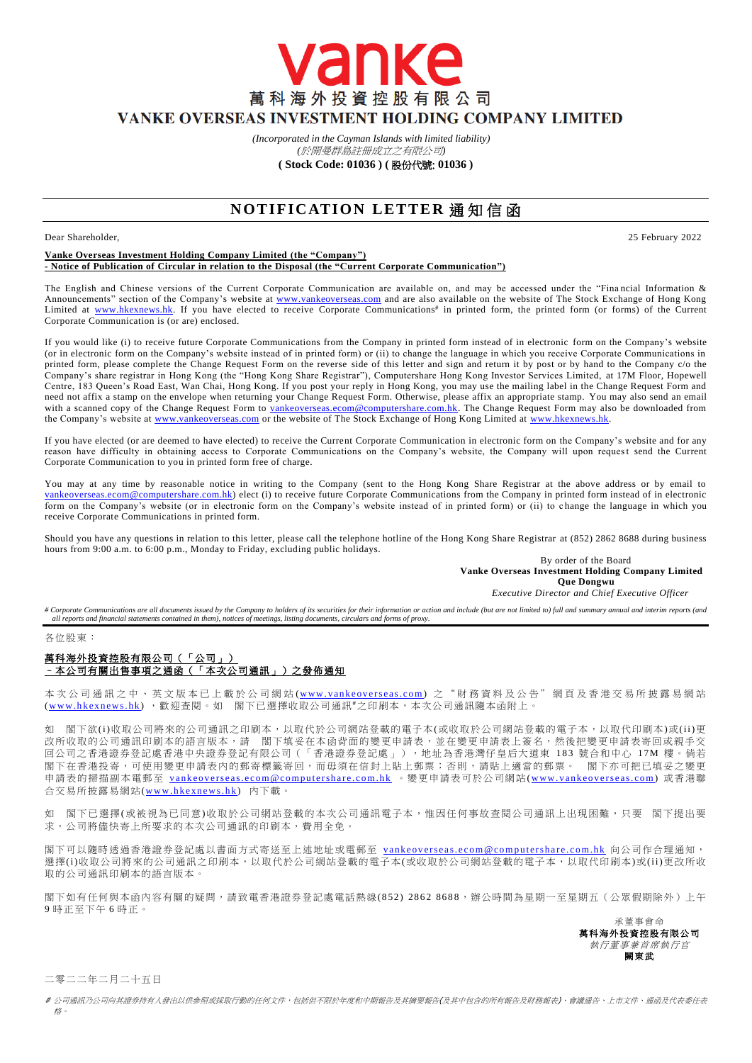# vanke

## 萬科海外投資控股有限公司

## VANKE OVERSEAS INVESTMENT HOLDING COMPANY LIMITED

*(Incorporated in the Cayman Islands with limited liability)*
*(於開曼群島註冊成立之有限公司)*
**( Stock Code: 01036 ) ( 股份代號: 01036 )**

# NOTIFICATION LETTER 通知信函

Dear Shareholder,

25 February 2022

**Vanke Overseas Investment Holding Company Limited (the "Company")**
**- Notice of Publication of Circular in relation to the Disposal (the "Current Corporate Communication")**

The English and Chinese versions of the Current Corporate Communication are available on, and may be accessed under the "Financial Information & Announcements" section of the Company's website at www.vankeoverseas.com and are also available on the website of The Stock Exchange of Hong Kong Limited at www.hkexnews.hk. If you have elected to receive Corporate Communications# in printed form, the printed form (or forms) of the Current Corporate Communication is (or are) enclosed.

If you would like (i) to receive future Corporate Communications from the Company in printed form instead of in electronic form on the Company's website (or in electronic form on the Company's website instead of in printed form) or (ii) to change the language in which you receive Corporate Communications in printed form, please complete the Change Request Form on the reverse side of this letter and sign and return it by post or by hand to the Company c/o the Company's share registrar in Hong Kong (the "Hong Kong Share Registrar"), Computershare Hong Kong Investor Services Limited, at 17M Floor, Hopewell Centre, 183 Queen's Road East, Wan Chai, Hong Kong. If you post your reply in Hong Kong, you may use the mailing label in the Change Request Form and need not affix a stamp on the envelope when returning your Change Request Form. Otherwise, please affix an appropriate stamp. You may also send an email with a scanned copy of the Change Request Form to vankeoverseas.ecom@computershare.com.hk. The Change Request Form may also be downloaded from the Company's website at www.vankeoverseas.com or the website of The Stock Exchange of Hong Kong Limited at www.hkexnews.hk.

If you have elected (or are deemed to have elected) to receive the Current Corporate Communication in electronic form on the Company's website and for any reason have difficulty in obtaining access to Corporate Communications on the Company's website, the Company will upon request send the Current Corporate Communication to you in printed form free of charge.

You may at any time by reasonable notice in writing to the Company (sent to the Hong Kong Share Registrar at the above address or by email to vankeoverseas.ecom@computershare.com.hk) elect (i) to receive future Corporate Communications from the Company in printed form instead of in electronic form on the Company's website (or in electronic form on the Company's website instead of in printed form) or (ii) to change the language in which you receive Corporate Communications in printed form.

Should you have any questions in relation to this letter, please call the telephone hotline of the Hong Kong Share Registrar at (852) 2862 8688 during business hours from 9:00 a.m. to 6:00 p.m., Monday to Friday, excluding public holidays.

By order of the Board
**Vanke Overseas Investment Holding Company Limited**
**Que Dongwu**
*Executive Director and Chief Executive Officer*

*# Corporate Communications are all documents issued by the Company to holders of its securities for their information or action and include (but are not limited to) full and summary annual and interim reports (and all reports and financial statements contained in them), notices of meetings, listing documents, circulars and forms of proxy.*

---

各位股東：

**萬科海外投資控股有限公司（「公司」）**
**－本公司有關出售事項之通函（「本次公司通訊」）之發佈通知**

本次公司通訊之中、英文版本已上載於公司網站(www.vankeoverseas.com)之"財務資料及公告"網頁及香港交易所披露易網站(www.hkexnews.hk)，歡迎查閱。如　閣下已選擇收取公司通訊#之印刷本，本次公司通訊隨本函附上。

如　閣下欲(i)收取公司將來的公司通訊之印刷本，以取代於公司網站登載的電子本(或收取於公司網站登載的電子本，以取代印刷本)或(ii)更改所收取的公司通訊印刷本的語言版本，請　閣下填妥在本函背面的變更申請表，並在變更申請表上簽名，然後把變更申請表寄回或親手交回公司之香港證券登記處香港中央證券登記有限公司（「香港證券登記處」），地址為香港灣仔皇后大道東 183 號合和中心 17M 樓。倘若閣下在香港投寄，可使用變更申請表內的郵寄標籤寄回，而毋須在信封上貼上郵票；否則，請貼上適當的郵票。　閣下亦可把已填妥之變更申請表的掃描副本電郵至 vankeoverseas.ecom@computershare.com.hk 。變更申請表可於公司網站(www.vankeoverseas.com) 或香港聯合交易所披露易網站(www.hkexnews.hk) 內下載。

如　閣下已選擇(或被視為已同意)收取於公司網站登載的本次公司通訊電子本，惟因任何事故查閱公司通訊上出現困難，只要　閣下提出要求，公司將盡快寄上所要求的本次公司通訊的印刷本，費用全免。

閣下可以隨時透過香港證券登記處以書面方式寄送至上述地址或電郵至 vankeoverseas.ecom@computershare.com.hk 向公司作合理通知，選擇(i)收取公司將來的公司通訊之印刷本，以取代於公司網站登載的電子本(或收取於公司網站登載的電子本，以取代印刷本)或(ii)更改所收取的公司通訊印刷本的語言版本。

閣下如有任何與本函內容有關的疑問，請致電香港證券登記處電話熱線(852) 2862 8688，辦公時間為星期一至星期五（公眾假期除外）上午 9 時正至下午 6 時正。

承董事會命
**萬科海外投資控股有限公司**
*執行董事兼首席執行官*
**闕東武**

二零二二年二月二十五日

*# 公司通訊乃公司向其證券持有人發出以供參照或採取行動的任何文件，包括但不限於年度和中期報告及其摘要報告(及其中包含的所有報告及財務報表)、會議通告、上市文件、通函及代表委任表格。*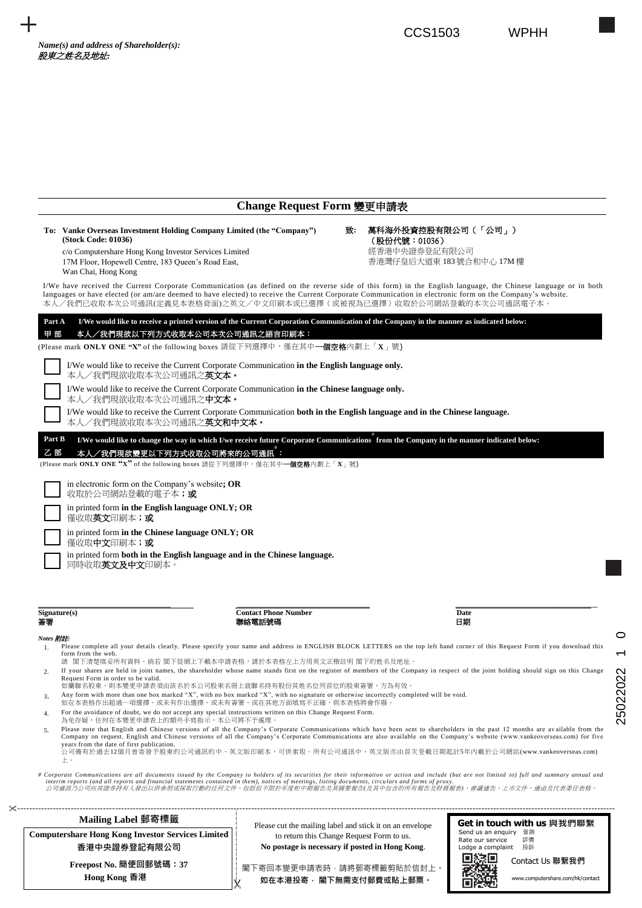CCS1503 WPHH

*Name(s) and address of Shareholder(s):*
*股東之姓名及地址:*

# Change Request Form 變更申請表

**To: Vanke Overseas Investment Holding Company Limited (the "Company") (Stock Code: 01036)**
c/o Computershare Hong Kong Investor Services Limited
17M Floor, Hopewell Centre, 183 Queen's Road East,
Wan Chai, Hong Kong

**致: 萬科海外投資控股有限公司(「公司」)(股份代號:01036)**
經香港中央證券登記有限公司
香港灣仔皇后大道東183號合和中心17M樓

I/We have received the Current Corporate Communication (as defined on the reverse side of this form) in the English language, the Chinese language or in both languages or have elected (or am/are deemed to have elected) to receive the Current Corporate Communication in electronic form on the Company's website.
本人/我們已收取本次公司通訊(定義見本表格背面)之英文/中文印刷本或已選擇(或被視為已選擇)收取於公司網站登載的本次公司通訊電子本。

**Part A I/We would like to receive a printed version of the Current Corporation Communication of the Company in the manner as indicated below:**
**甲部 本人/我們現欲以下列方式收取本公司本次公司通訊之語言印刷本:**

(Please mark **ONLY ONE "X"** of the following boxes 請從下列選擇中,僅在其中**一個空格**內劃上「**X**」號)

☐ I/We would like to receive the Current Corporate Communication **in the English language only.**
本人/我們現欲收取本次公司通訊之**英文本。**

☐ I/We would like to receive the Current Corporate Communication **in the Chinese language only.**
本人/我們現欲收取本次公司通訊之**中文本。**

☐ I/We would like to receive the Current Corporate Communication **both in the English language and in the Chinese language.**
本人/我們現欲收取本次公司通訊之**英文和中文本。**

**Part B I/We would like to change the way in which I/we receive future Corporate Communications# from the Company in the manner indicated below:**
**乙部 本人/我們現欲變更以下列方式收取公司將來的公司通訊#:**

(Please mark **ONLY ONE "X"** of the following boxes 請從下列選擇中,僅在其中**一個空格**內劃上「**X**」號)

☐ in electronic form on the Company's website**; OR**
收取於公司網站登載的電子本**;或**

☐ in printed form **in the English language ONLY; OR**
僅收取**英文**印刷本**;或**

☐ in printed form **in the Chinese language ONLY; OR**
僅收取**中文**印刷本**;或**

☐ in printed form **both in the English language and in the Chinese language.**
同時收取**英文及中文**印刷本。

| Signature(s) 簽署 | Contact Phone Number 聯絡電話號碼 | Date 日期 |
|---|---|---|
| | | |

*Notes 附註:*

1. Please complete all your details clearly. Please specify your name and address in ENGLISH BLOCK LETTERS on the top left hand corner of this Request Form if you download this form from the web.
請 閣下清楚填妥所有資料。倘若 閣下從網上下載本申請表格,請於本表格左上方用英文正楷註明 閣下的姓名及地址。
2. If your shares are held in joint names, the shareholder whose name stands first on the register of members of the Company in respect of the joint holding should sign on this Change Request Form in order to be valid.
如屬聯名股東,則本變更申請表須由該名於本公司股東名冊上就聯名持有股份其姓名位列首位的股東簽署,方為有效。
3. Any form with more than one box marked "X", with no box marked "X", with no signature or otherwise incorrectly completed will be void.
如在本表格作出超過一項選擇,或未有作出選擇,或未有簽署,或在其他方面填寫不正確,則本表格將會作廢。
4. For the avoidance of doubt, we do not accept any special instructions written on this Change Request Form.
為免存疑,任何在本變更申請表上的額外手寫指示,本公司將不予處理。
5. Please note that English and Chinese versions of all the Company's Corporate Communications which have been sent to shareholders in the past 12 months are available from the Company on request. English and Chinese versions of all the Company's Corporate Communications are also available on the Company's website (www.vankeoverseas.com) for five years from the date of first publication.
公司備有於過去12個月曾寄發予股東的公司通訊的中、英文版印刷本,可供索取。所有公司通訊中、英文版亦由首次登載日期起計5年內載於公司網站(www.vankeoverseas.com)上。

*# Corporate Communications are all documents issued by the Company to holders of its securities for their information or action and include (but are not limited to) full and summary annual and interim reports (and all reports and financial statements contained in them), notices of meetings, listing documents, circulars and forms of proxy.*
*公司通訊乃公司向其證券持有人發出以供參照或採取行動的任何文件,包括但不限於年度和中期報告及其摘要報告(及其中包含的所有報告及財務報表)、會議通告、上市文件、通函及代表委任表格。*

**Mailing Label 郵寄標籤**

**Computershare Hong Kong Investor Services Limited**
**香港中央證券登記有限公司**
**Freepost No. 簡便回郵號碼:37**
**Hong Kong 香港**

Please cut the mailing label and stick it on an envelope to return this Change Request Form to us.
**No postage is necessary if posted in Hong Kong**.
閣下寄回本變更申請表時,請將郵寄標籤剪貼於信封上。
**如在本港投寄, 閣下無需支付郵費或貼上郵票。**

**Get in touch with us 與我們聯繫**
Send us an enquiry 查詢
Rate our service 評價
Lodge a complaint 投訴
Contact Us 聯繫我們
www.computershare.com/hk/contact

25022022 1 0